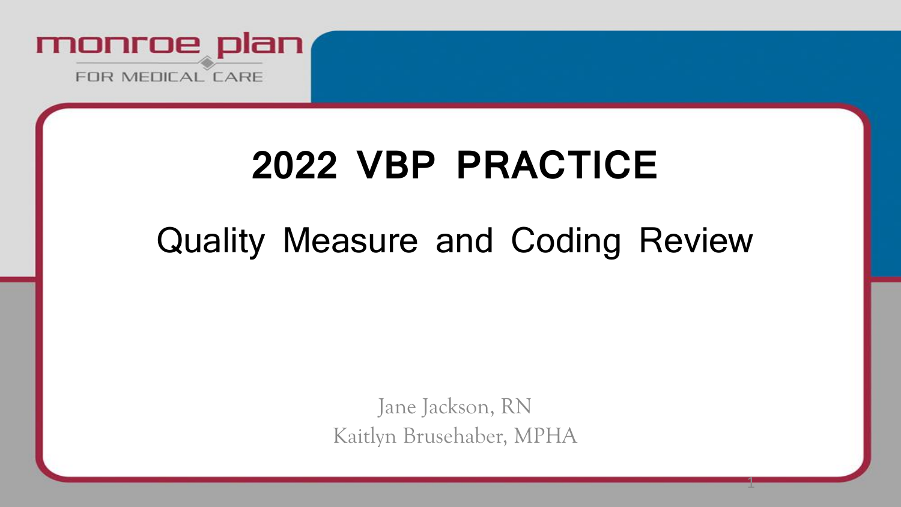monroe plan
FOR MEDICAL CARE

# 2022 VBP PRACTICE

## Quality Measure and Coding Review

Jane Jackson, RN
Kaitlyn Brusehaber, MPHA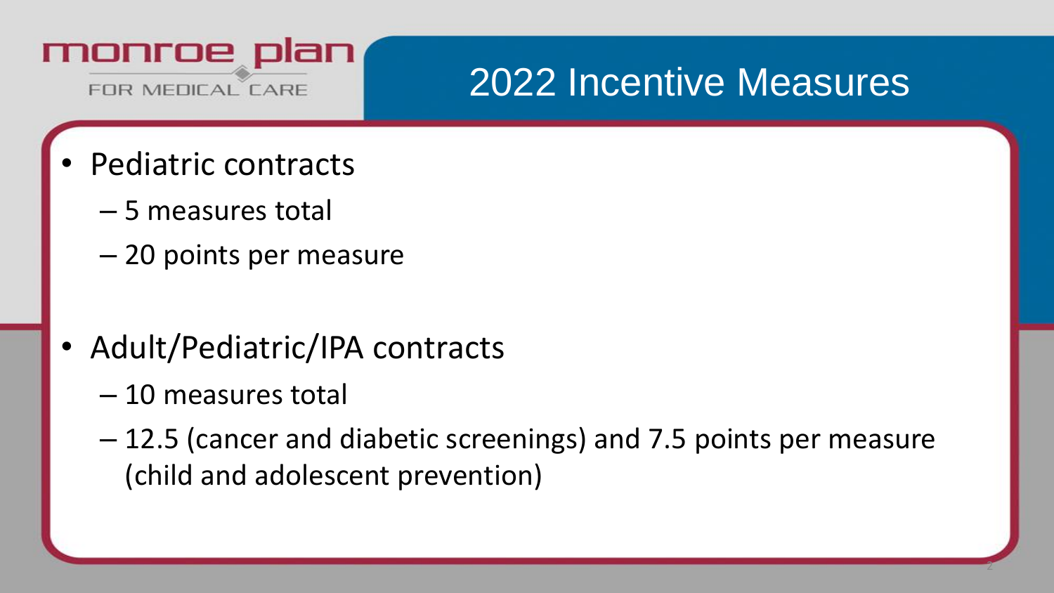monroe plan FOR MEDICAL CARE

# 2022 Incentive Measures

- Pediatric contracts
  - 5 measures total
  - 20 points per measure
- Adult/Pediatric/IPA contracts
  - 10 measures total
  - 12.5 (cancer and diabetic screenings) and 7.5 points per measure (child and adolescent prevention)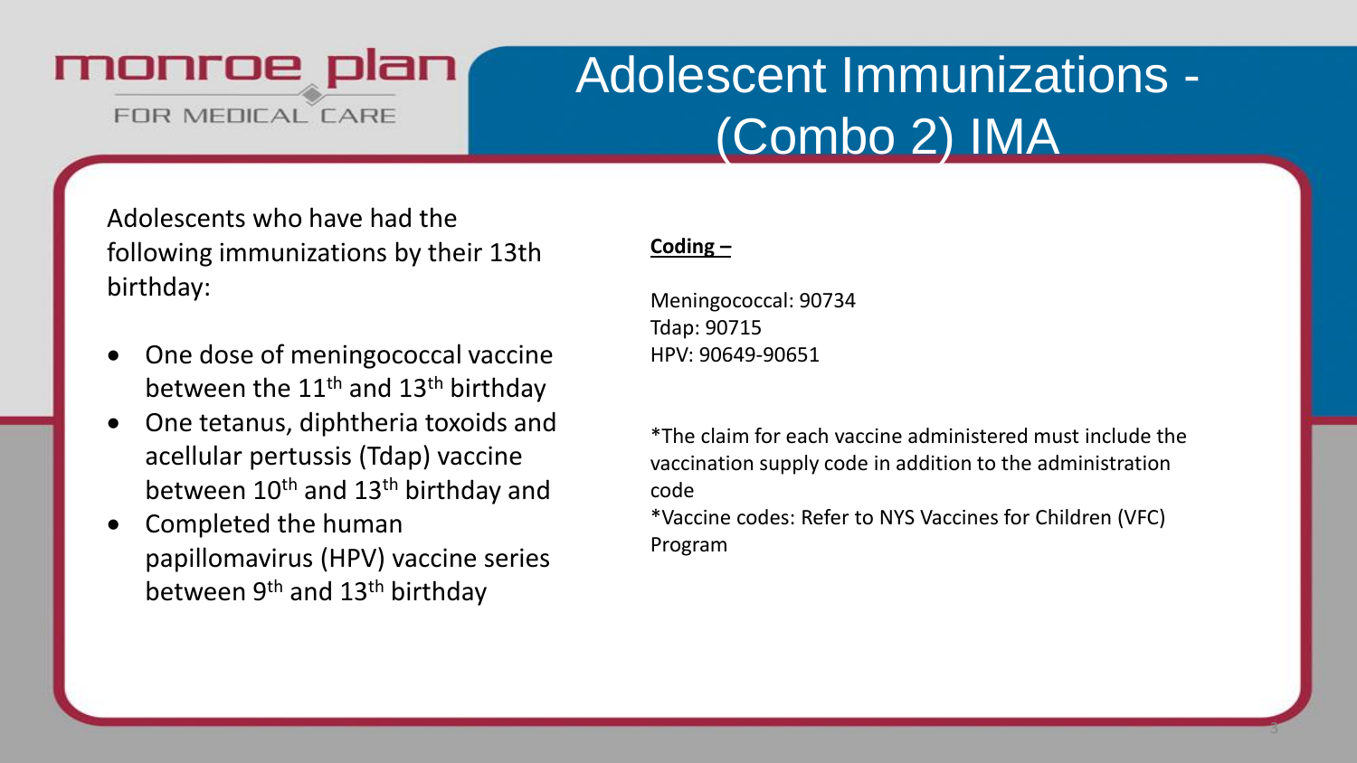# Adolescent Immunizations - (Combo 2) IMA

Adolescents who have had the following immunizations by their 13th birthday:

- One dose of meningococcal vaccine between the 11th and 13th birthday
- One tetanus, diphtheria toxoids and acellular pertussis (Tdap) vaccine between 10th and 13th birthday and
- Completed the human papillomavirus (HPV) vaccine series between 9th and 13th birthday

**Coding –**

Meningococcal: 90734
Tdap: 90715
HPV: 90649-90651

*The claim for each vaccine administered must include the vaccination supply code in addition to the administration code

*Vaccine codes: Refer to NYS Vaccines for Children (VFC) Program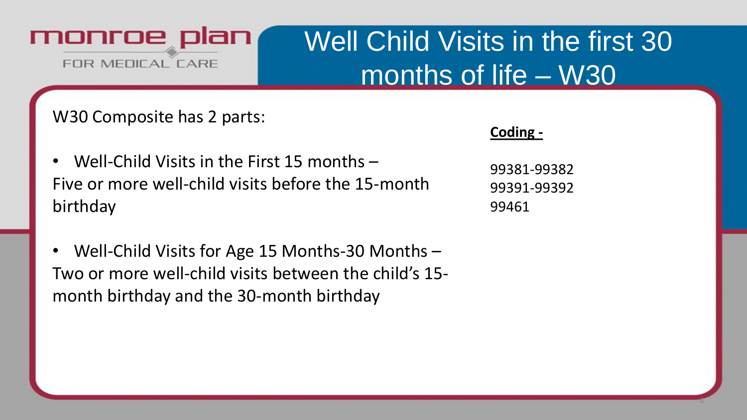# Well Child Visits in the first 30 months of life – W30

W30 Composite has 2 parts:

- Well-Child Visits in the First 15 months – Five or more well-child visits before the 15-month birthday

- Well-Child Visits for Age 15 Months-30 Months – Two or more well-child visits between the child's 15-month birthday and the 30-month birthday

**Coding -**

99381-99382
99391-99392
99461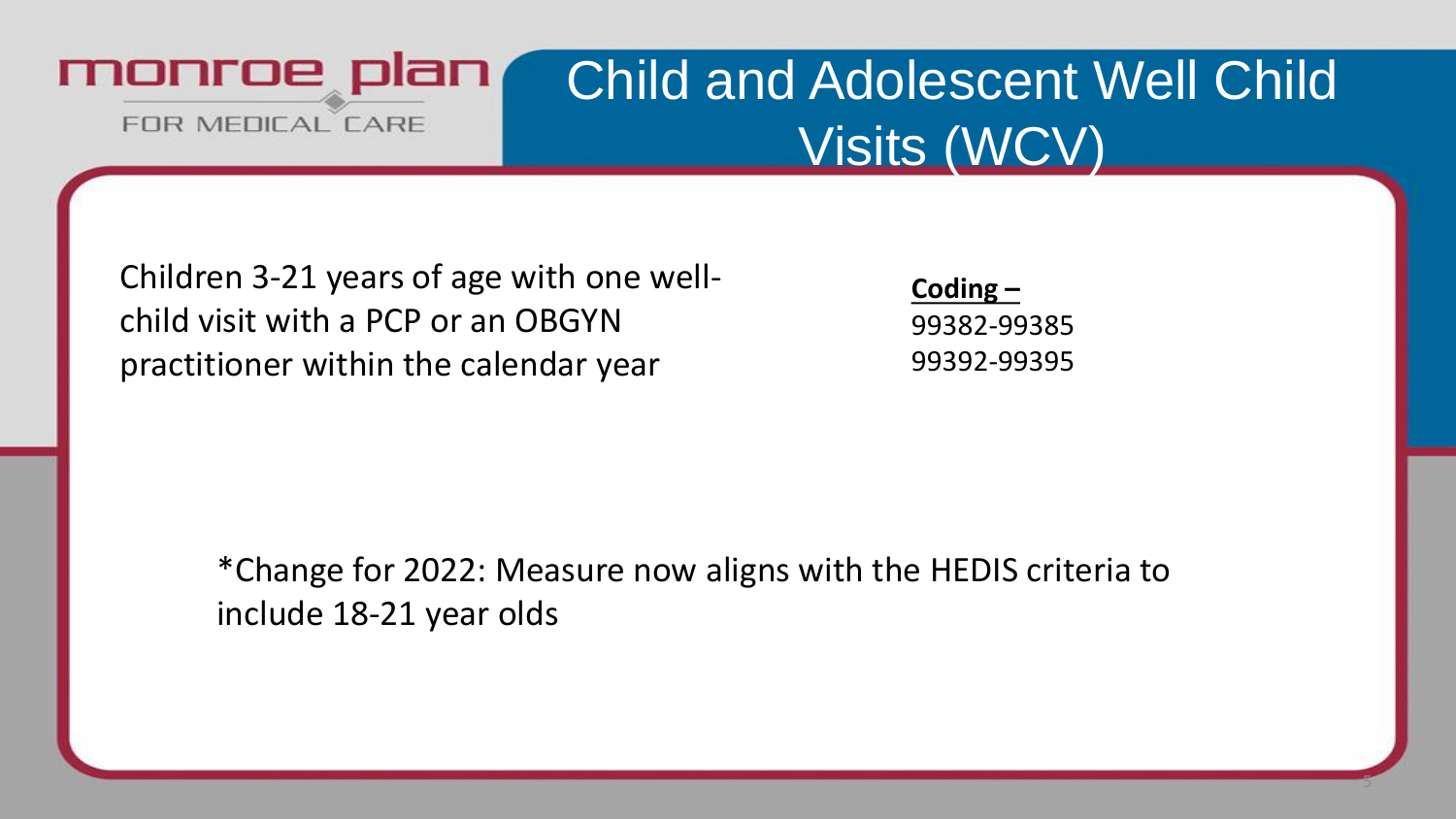# Child and Adolescent Well Child Visits (WCV)

Children 3-21 years of age with one well-child visit with a PCP or an OBGYN practitioner within the calendar year

**Coding –**
99382-99385
99392-99395

*Change for 2022: Measure now aligns with the HEDIS criteria to include 18-21 year olds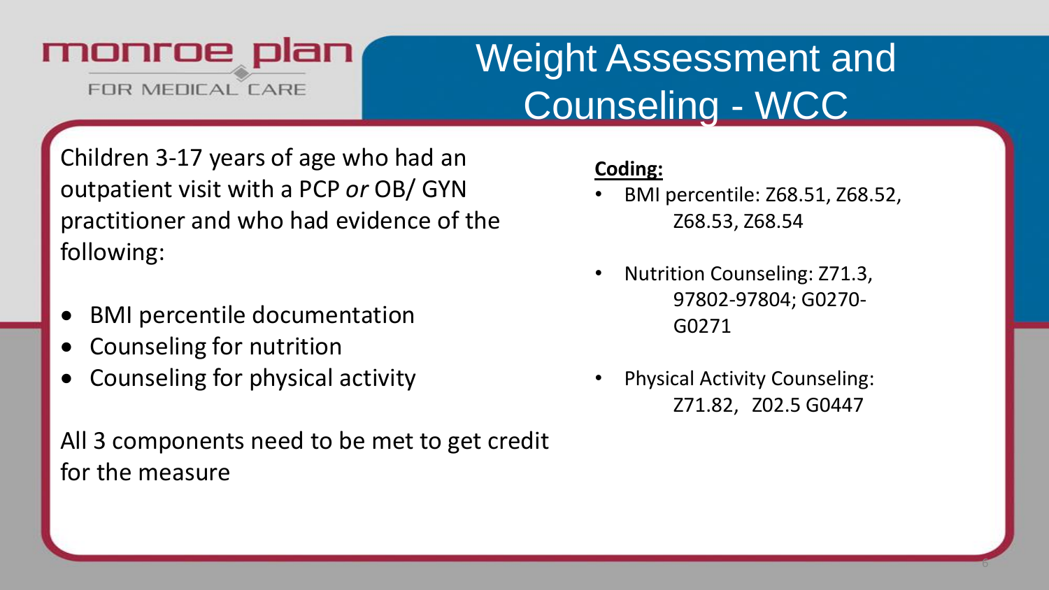monroe plan FOR MEDICAL CARE

# Weight Assessment and Counseling - WCC

Children 3-17 years of age who had an outpatient visit with a PCP *or* OB/ GYN practitioner and who had evidence of the following:

- BMI percentile documentation
- Counseling for nutrition
- Counseling for physical activity

All 3 components need to be met to get credit for the measure

**Coding:**

- BMI percentile: Z68.51, Z68.52, Z68.53, Z68.54
- Nutrition Counseling: Z71.3, 97802-97804; G0270-G0271
- Physical Activity Counseling: Z71.82, Z02.5 G0447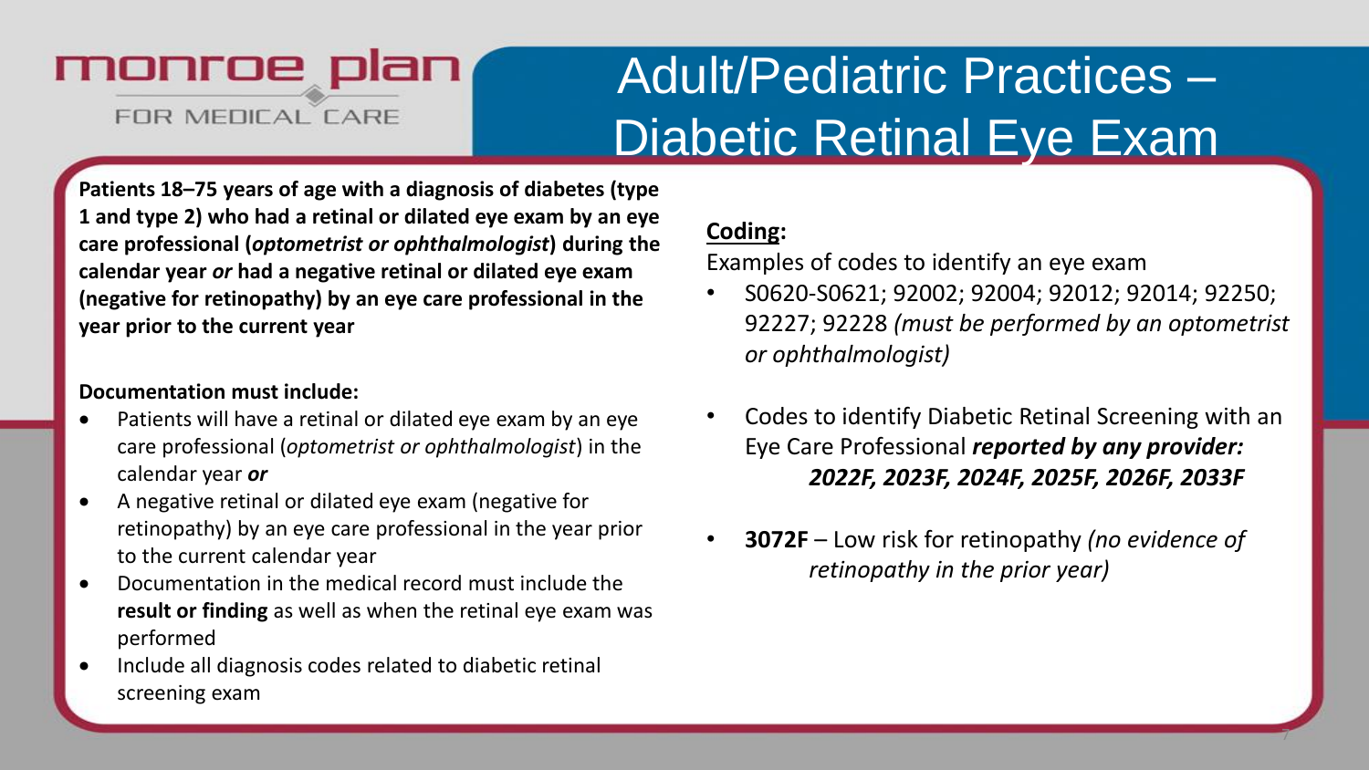monroe plan

FOR MEDICAL CARE

# Adult/Pediatric Practices – Diabetic Retinal Eye Exam

**Patients 18–75 years of age with a diagnosis of diabetes (type 1 and type 2) who had a retinal or dilated eye exam by an eye care professional (*optometrist or ophthalmologist*) during the calendar year *or* had a negative retinal or dilated eye exam (negative for retinopathy) by an eye care professional in the year prior to the current year**

**Documentation must include:**

- Patients will have a retinal or dilated eye exam by an eye care professional (*optometrist or ophthalmologist*) in the calendar year ***or***
- A negative retinal or dilated eye exam (negative for retinopathy) by an eye care professional in the year prior to the current calendar year
- Documentation in the medical record must include the **result or finding** as well as when the retinal eye exam was performed
- Include all diagnosis codes related to diabetic retinal screening exam

**Coding:**

Examples of codes to identify an eye exam

- S0620-S0621; 92002; 92004; 92012; 92014; 92250; 92227; 92228 *(must be performed by an optometrist or ophthalmologist)*
- Codes to identify Diabetic Retinal Screening with an Eye Care Professional ***reported by any provider: 2022F, 2023F, 2024F, 2025F, 2026F, 2033F***
- **3072F** – Low risk for retinopathy *(no evidence of retinopathy in the prior year)*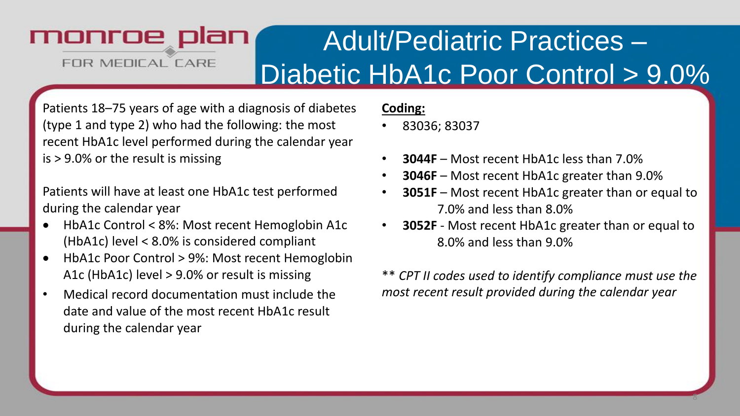monroe plan
FOR MEDICAL CARE

# Adult/Pediatric Practices – Diabetic HbA1c Poor Control > 9.0%

Patients 18–75 years of age with a diagnosis of diabetes (type 1 and type 2) who had the following: the most recent HbA1c level performed during the calendar year is > 9.0% or the result is missing

Patients will have at least one HbA1c test performed during the calendar year

- HbA1c Control < 8%: Most recent Hemoglobin A1c (HbA1c) level < 8.0% is considered compliant
- HbA1c Poor Control > 9%: Most recent Hemoglobin A1c (HbA1c) level > 9.0% or result is missing
- Medical record documentation must include the date and value of the most recent HbA1c result during the calendar year

**Coding:**

- 83036; 83037
- **3044F** – Most recent HbA1c less than 7.0%
- **3046F** – Most recent HbA1c greater than 9.0%
- **3051F** – Most recent HbA1c greater than or equal to 7.0% and less than 8.0%
- **3052F** - Most recent HbA1c greater than or equal to 8.0% and less than 9.0%

*** CPT II codes used to identify compliance must use the most recent result provided during the calendar year*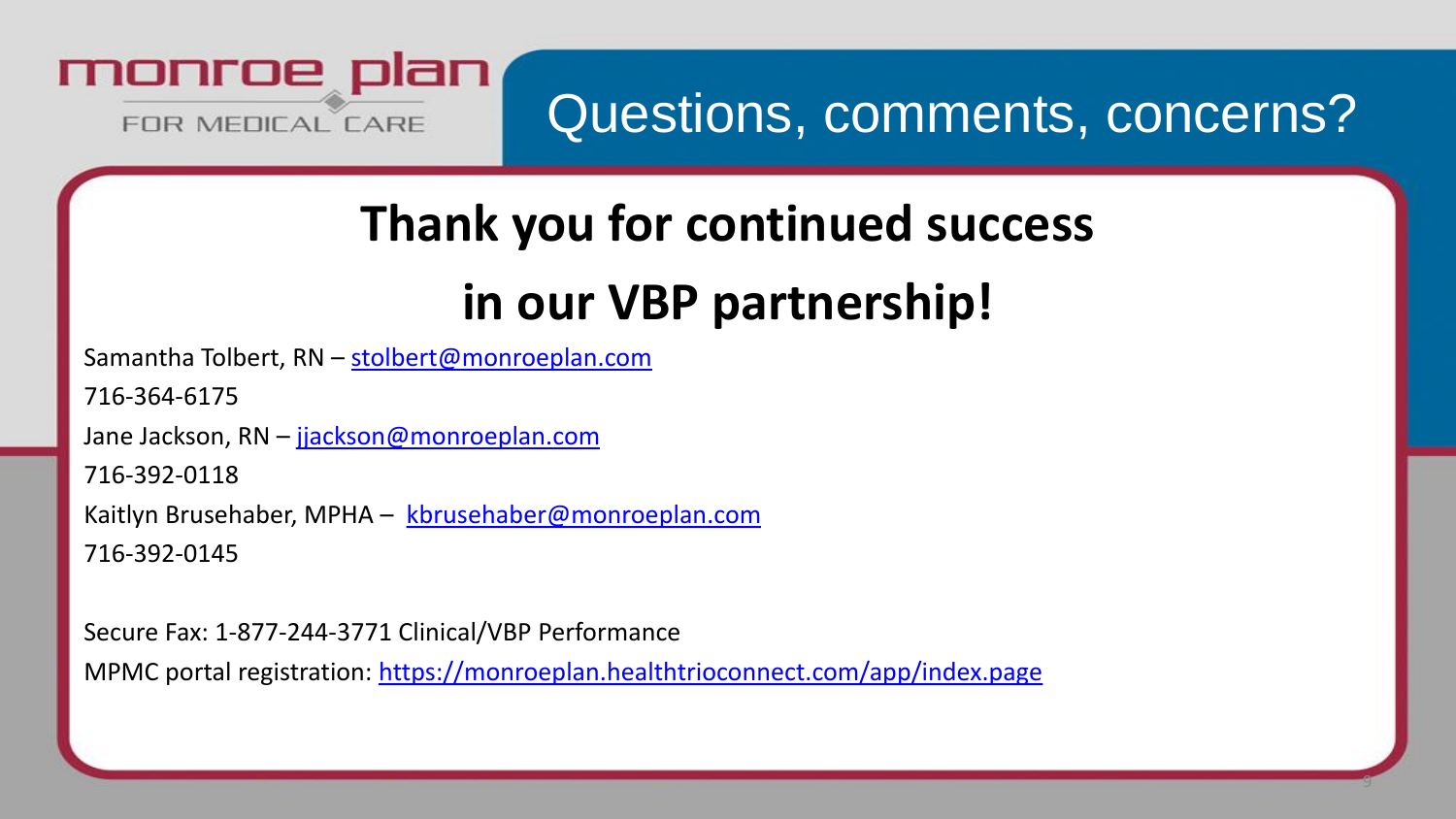monroe plan

FOR MEDICAL CARE

# Questions, comments, concerns?

## Thank you for continued success in our VBP partnership!

Samantha Tolbert, RN – stolbert@monroeplan.com

716-364-6175

Jane Jackson, RN – jjackson@monroeplan.com

716-392-0118

Kaitlyn Brusehaber, MPHA – kbrusehaber@monroeplan.com

716-392-0145

Secure Fax: 1-877-244-3771 Clinical/VBP Performance

MPMC portal registration: https://monroeplan.healthtrioconnect.com/app/index.page